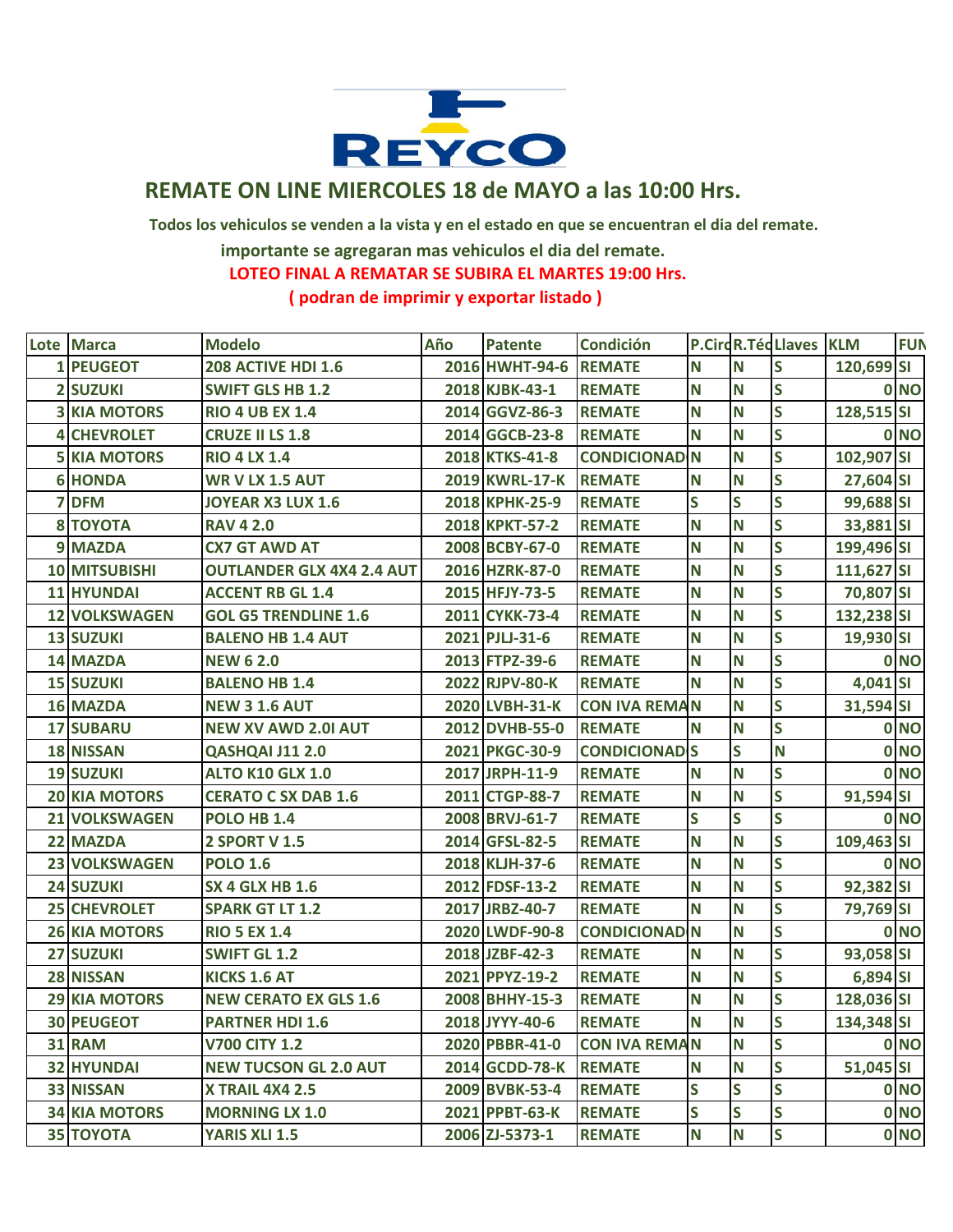# REYCO

## REMATE ON LINE MIERCOLES 18 de MAYO a las 10:00 Hrs.

**Todos los vehiculos se venden a la vista y en el estado en que se encuentran el dia del remate.**

**importante se agregaran mas vehiculos el dia del remate.**

**LOTEO FINAL A REMATAR SE SUBIRA EL MARTES 19:00 Hrs.**

**( podran de imprimir y exportar listado )**

| Lote | Marca | Modelo | Año | Patente | Condición | P.Circ | R.Téc | Llaves | KLM | FUN |
|---|---|---|---|---|---|---|---|---|---|---|
| 1 | PEUGEOT | 208 ACTIVE HDI 1.6 | 2016 | HWHT-94-6 | REMATE | N | N | S | 120,699 | SI |
| 2 | SUZUKI | SWIFT GLS HB 1.2 | 2018 | KJBK-43-1 | REMATE | N | N | S | 0 | NO |
| 3 | KIA MOTORS | RIO 4 UB EX 1.4 | 2014 | GGVZ-86-3 | REMATE | N | N | S | 128,515 | SI |
| 4 | CHEVROLET | CRUZE II LS 1.8 | 2014 | GGCB-23-8 | REMATE | N | N | S | 0 | NO |
| 5 | KIA MOTORS | RIO 4 LX 1.4 | 2018 | KTKS-41-8 | CONDICIONAD | N | N | S | 102,907 | SI |
| 6 | HONDA | WR V LX 1.5 AUT | 2019 | KWRL-17-K | REMATE | N | N | S | 27,604 | SI |
| 7 | DFM | JOYEAR X3 LUX 1.6 | 2018 | KPHK-25-9 | REMATE | S | S | S | 99,688 | SI |
| 8 | TOYOTA | RAV 4 2.0 | 2018 | KPKT-57-2 | REMATE | N | N | S | 33,881 | SI |
| 9 | MAZDA | CX7 GT AWD AT | 2008 | BCBY-67-0 | REMATE | N | N | S | 199,496 | SI |
| 10 | MITSUBISHI | OUTLANDER GLX 4X4 2.4 AUT | 2016 | HZRK-87-0 | REMATE | N | N | S | 111,627 | SI |
| 11 | HYUNDAI | ACCENT RB GL 1.4 | 2015 | HFJY-73-5 | REMATE | N | N | S | 70,807 | SI |
| 12 | VOLKSWAGEN | GOL G5 TRENDLINE 1.6 | 2011 | CYKK-73-4 | REMATE | N | N | S | 132,238 | SI |
| 13 | SUZUKI | BALENO HB 1.4 AUT | 2021 | PJLJ-31-6 | REMATE | N | N | S | 19,930 | SI |
| 14 | MAZDA | NEW 6 2.0 | 2013 | FTPZ-39-6 | REMATE | N | N | S | 0 | NO |
| 15 | SUZUKI | BALENO HB 1.4 | 2022 | RJPV-80-K | REMATE | N | N | S | 4,041 | SI |
| 16 | MAZDA | NEW 3 1.6 AUT | 2020 | LVBH-31-K | CON IVA REMA | N | N | S | 31,594 | SI |
| 17 | SUBARU | NEW XV AWD 2.0I AUT | 2012 | DVHB-55-0 | REMATE | N | N | S | 0 | NO |
| 18 | NISSAN | QASHQAI J11 2.0 | 2021 | PKGC-30-9 | CONDICIONAD | S | S | N | 0 | NO |
| 19 | SUZUKI | ALTO K10 GLX 1.0 | 2017 | JRPH-11-9 | REMATE | N | N | S | 0 | NO |
| 20 | KIA MOTORS | CERATO C SX DAB 1.6 | 2011 | CTGP-88-7 | REMATE | N | N | S | 91,594 | SI |
| 21 | VOLKSWAGEN | POLO HB 1.4 | 2008 | BRVJ-61-7 | REMATE | S | S | S | 0 | NO |
| 22 | MAZDA | 2 SPORT V 1.5 | 2014 | GFSL-82-5 | REMATE | N | N | S | 109,463 | SI |
| 23 | VOLKSWAGEN | POLO 1.6 | 2018 | KLJH-37-6 | REMATE | N | N | S | 0 | NO |
| 24 | SUZUKI | SX 4 GLX HB 1.6 | 2012 | FDSF-13-2 | REMATE | N | N | S | 92,382 | SI |
| 25 | CHEVROLET | SPARK GT LT 1.2 | 2017 | JRBZ-40-7 | REMATE | N | N | S | 79,769 | SI |
| 26 | KIA MOTORS | RIO 5 EX 1.4 | 2020 | LWDF-90-8 | CONDICIONAD | N | N | S | 0 | NO |
| 27 | SUZUKI | SWIFT GL 1.2 | 2018 | JZBF-42-3 | REMATE | N | N | S | 93,058 | SI |
| 28 | NISSAN | KICKS 1.6 AT | 2021 | PPYZ-19-2 | REMATE | N | N | S | 6,894 | SI |
| 29 | KIA MOTORS | NEW CERATO EX GLS 1.6 | 2008 | BHHY-15-3 | REMATE | N | N | S | 128,036 | SI |
| 30 | PEUGEOT | PARTNER HDI 1.6 | 2018 | JYYY-40-6 | REMATE | N | N | S | 134,348 | SI |
| 31 | RAM | V700 CITY 1.2 | 2020 | PBBR-41-0 | CON IVA REMA | N | N | S | 0 | NO |
| 32 | HYUNDAI | NEW TUCSON GL 2.0 AUT | 2014 | GCDD-78-K | REMATE | N | N | S | 51,045 | SI |
| 33 | NISSAN | X TRAIL 4X4 2.5 | 2009 | BVBK-53-4 | REMATE | S | S | S | 0 | NO |
| 34 | KIA MOTORS | MORNING LX 1.0 | 2021 | PPBT-63-K | REMATE | S | S | S | 0 | NO |
| 35 | TOYOTA | YARIS XLI 1.5 | 2006 | ZJ-5373-1 | REMATE | N | N | S | 0 | NO |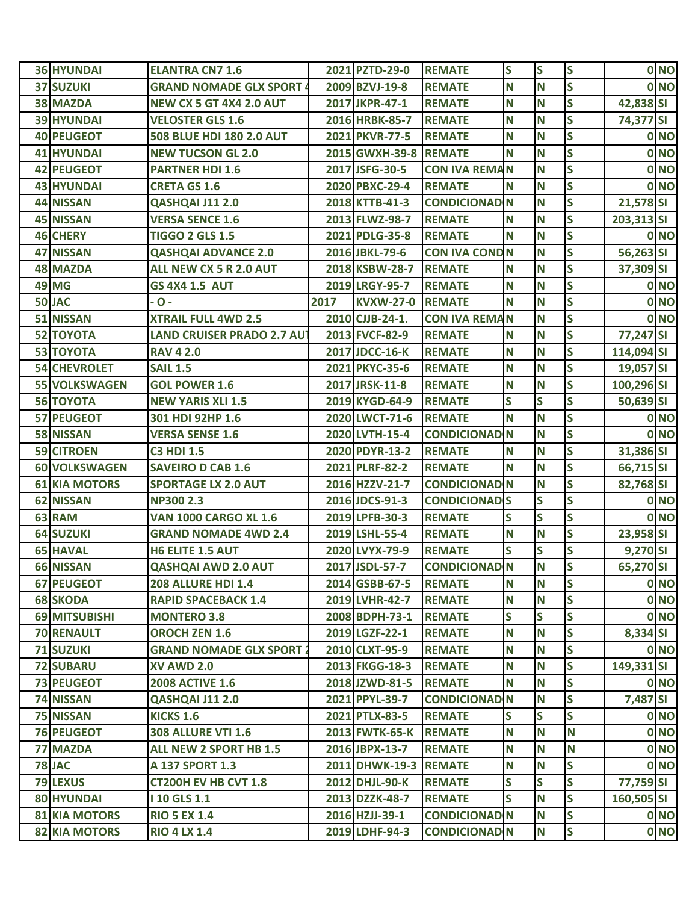| | | | | | | | | | | |
|---|---|---|---|---|---|---|---|---|---|---|
| 36 | HYUNDAI | ELANTRA CN7 1.6 | 2021 | PZTD-29-0 | REMATE | S | S | S | 0 | NO |
| 37 | SUZUKI | GRAND NOMADE GLX SPORT 4 | 2009 | BZVJ-19-8 | REMATE | N | N | S | 0 | NO |
| 38 | MAZDA | NEW CX 5 GT 4X4 2.0 AUT | 2017 | JKPR-47-1 | REMATE | N | N | S | 42,838 | SI |
| 39 | HYUNDAI | VELOSTER GLS 1.6 | 2016 | HRBK-85-7 | REMATE | N | N | S | 74,377 | SI |
| 40 | PEUGEOT | 508 BLUE HDI 180 2.0 AUT | 2021 | PKVR-77-5 | REMATE | N | N | S | 0 | NO |
| 41 | HYUNDAI | NEW TUCSON GL 2.0 | 2015 | GWXH-39-8 | REMATE | N | N | S | 0 | NO |
| 42 | PEUGEOT | PARTNER HDI 1.6 | 2017 | JSFG-30-5 | CON IVA REMA | N | N | S | 0 | NO |
| 43 | HYUNDAI | CRETA GS 1.6 | 2020 | PBXC-29-4 | REMATE | N | N | S | 0 | NO |
| 44 | NISSAN | QASHQAI J11 2.0 | 2018 | KTTB-41-3 | CONDICIONAD | N | N | S | 21,578 | SI |
| 45 | NISSAN | VERSA SENCE 1.6 | 2013 | FLWZ-98-7 | REMATE | N | N | S | 203,313 | SI |
| 46 | CHERY | TIGGO 2 GLS 1.5 | 2021 | PDLG-35-8 | REMATE | N | N | S | 0 | NO |
| 47 | NISSAN | QASHQAI ADVANCE 2.0 | 2016 | JBKL-79-6 | CON IVA COND | N | N | S | 56,263 | SI |
| 48 | MAZDA | ALL NEW CX 5 R 2.0 AUT | 2018 | KSBW-28-7 | REMATE | N | N | S | 37,309 | SI |
| 49 | MG | GS 4X4 1.5 AUT | 2019 | LRGY-95-7 | REMATE | N | N | S | 0 | NO |
| 50 | JAC | - O - | 2017 | KVXW-27-0 | REMATE | N | N | S | 0 | NO |
| 51 | NISSAN | XTRAIL FULL 4WD 2.5 | 2010 | CJJB-24-1. | CON IVA REMA | N | N | S | 0 | NO |
| 52 | TOYOTA | LAND CRUISER PRADO 2.7 AUT | 2013 | FVCF-82-9 | REMATE | N | N | S | 77,247 | SI |
| 53 | TOYOTA | RAV 4 2.0 | 2017 | JDCC-16-K | REMATE | N | N | S | 114,094 | SI |
| 54 | CHEVROLET | SAIL 1.5 | 2021 | PKYC-35-6 | REMATE | N | N | S | 19,057 | SI |
| 55 | VOLKSWAGEN | GOL POWER 1.6 | 2017 | JRSK-11-8 | REMATE | N | N | S | 100,296 | SI |
| 56 | TOYOTA | NEW YARIS XLI 1.5 | 2019 | KYGD-64-9 | REMATE | S | S | S | 50,639 | SI |
| 57 | PEUGEOT | 301 HDI 92HP 1.6 | 2020 | LWCT-71-6 | REMATE | N | N | S | 0 | NO |
| 58 | NISSAN | VERSA SENSE 1.6 | 2020 | LVTH-15-4 | CONDICIONAD | N | N | S | 0 | NO |
| 59 | CITROEN | C3 HDI 1.5 | 2020 | PDYR-13-2 | REMATE | N | N | S | 31,386 | SI |
| 60 | VOLKSWAGEN | SAVEIRO D CAB 1.6 | 2021 | PLRF-82-2 | REMATE | N | N | S | 66,715 | SI |
| 61 | KIA MOTORS | SPORTAGE LX 2.0 AUT | 2016 | HZZV-21-7 | CONDICIONAD | N | N | S | 82,768 | SI |
| 62 | NISSAN | NP300 2.3 | 2016 | JDCS-91-3 | CONDICIONAD | S | S | S | 0 | NO |
| 63 | RAM | VAN 1000 CARGO XL 1.6 | 2019 | LPFB-30-3 | REMATE | S | S | S | 0 | NO |
| 64 | SUZUKI | GRAND NOMADE 4WD 2.4 | 2019 | LSHL-55-4 | REMATE | N | N | S | 23,958 | SI |
| 65 | HAVAL | H6 ELITE 1.5 AUT | 2020 | LVYX-79-9 | REMATE | S | S | S | 9,270 | SI |
| 66 | NISSAN | QASHQAI AWD 2.0 AUT | 2017 | JSDL-57-7 | CONDICIONAD | N | N | S | 65,270 | SI |
| 67 | PEUGEOT | 208 ALLURE HDI 1.4 | 2014 | GSBB-67-5 | REMATE | N | N | S | 0 | NO |
| 68 | SKODA | RAPID SPACEBACK 1.4 | 2019 | LVHR-42-7 | REMATE | N | N | S | 0 | NO |
| 69 | MITSUBISHI | MONTERO 3.8 | 2008 | BDPH-73-1 | REMATE | S | S | S | 0 | NO |
| 70 | RENAULT | OROCH ZEN 1.6 | 2019 | LGZF-22-1 | REMATE | N | N | S | 8,334 | SI |
| 71 | SUZUKI | GRAND NOMADE GLX SPORT 2 | 2010 | CLXT-95-9 | REMATE | N | N | S | 0 | NO |
| 72 | SUBARU | XV AWD 2.0 | 2013 | FKGG-18-3 | REMATE | N | N | S | 149,331 | SI |
| 73 | PEUGEOT | 2008 ACTIVE 1.6 | 2018 | JZWD-81-5 | REMATE | N | N | S | 0 | NO |
| 74 | NISSAN | QASHQAI J11 2.0 | 2021 | PPYL-39-7 | CONDICIONAD | N | N | S | 7,487 | SI |
| 75 | NISSAN | KICKS 1.6 | 2021 | PTLX-83-5 | REMATE | S | S | S | 0 | NO |
| 76 | PEUGEOT | 308 ALLURE VTI 1.6 | 2013 | FWTK-65-K | REMATE | N | N | N | 0 | NO |
| 77 | MAZDA | ALL NEW 2 SPORT HB 1.5 | 2016 | JBPX-13-7 | REMATE | N | N | N | 0 | NO |
| 78 | JAC | A 137 SPORT 1.3 | 2011 | DHWK-19-3 | REMATE | N | N | S | 0 | NO |
| 79 | LEXUS | CT200H EV HB CVT 1.8 | 2012 | DHJL-90-K | REMATE | S | S | S | 77,759 | SI |
| 80 | HYUNDAI | I 10 GLS 1.1 | 2013 | DZZK-48-7 | REMATE | S | N | S | 160,505 | SI |
| 81 | KIA MOTORS | RIO 5 EX 1.4 | 2016 | HZJJ-39-1 | CONDICIONAD | N | N | S | 0 | NO |
| 82 | KIA MOTORS | RIO 4 LX 1.4 | 2019 | LDHF-94-3 | CONDICIONAD | N | N | S | 0 | NO |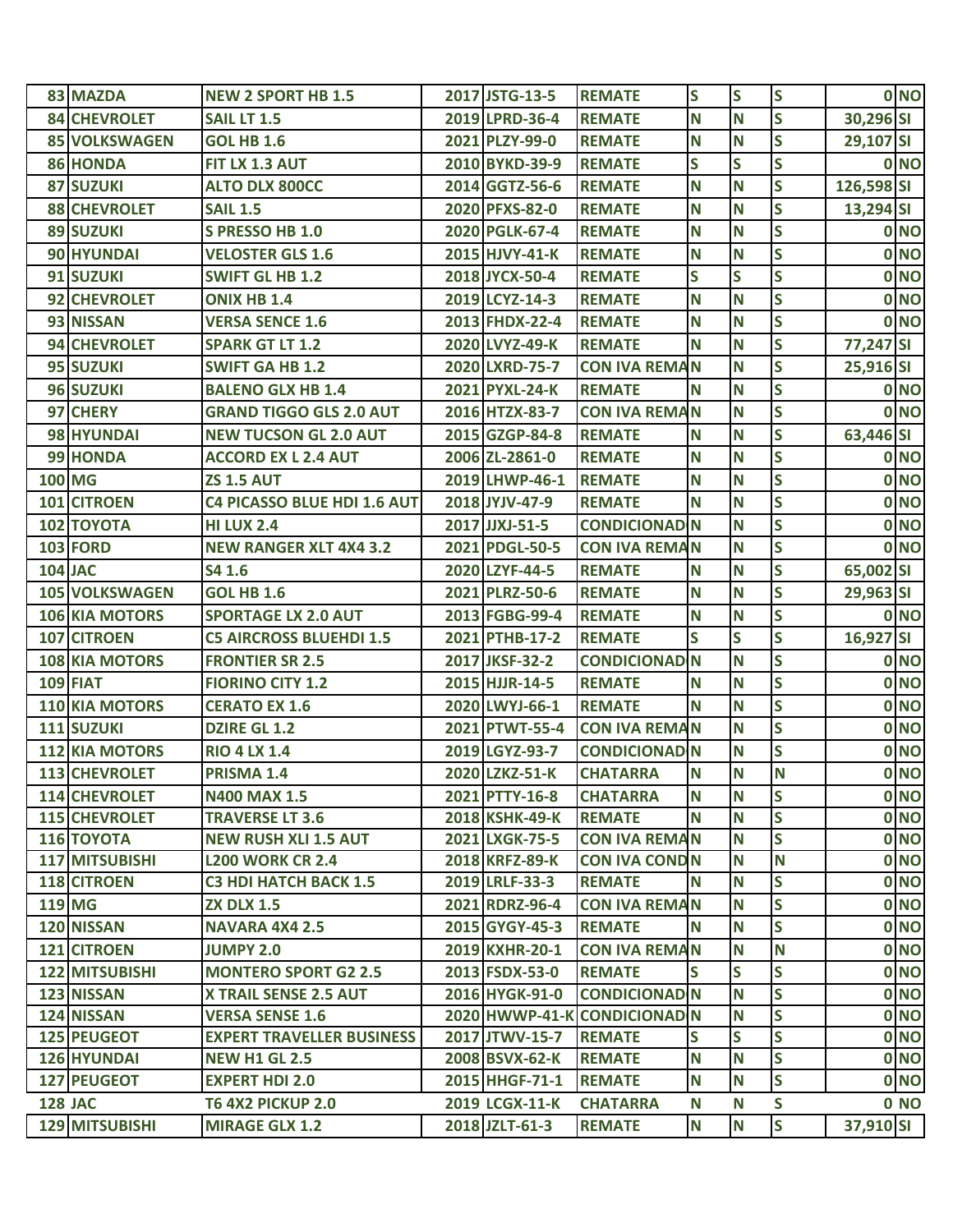| | | | | | | | | | | |
|---|---|---|---|---|---|---|---|---|---|---|
| 83 | MAZDA | NEW 2 SPORT HB 1.5 | 2017 | JSTG-13-5 | REMATE | S | S | S | 0 | NO |
| 84 | CHEVROLET | SAIL LT 1.5 | 2019 | LPRD-36-4 | REMATE | N | N | S | 30,296 | SI |
| 85 | VOLKSWAGEN | GOL HB 1.6 | 2021 | PLZY-99-0 | REMATE | N | N | S | 29,107 | SI |
| 86 | HONDA | FIT LX 1.3 AUT | 2010 | BYKD-39-9 | REMATE | S | S | S | 0 | NO |
| 87 | SUZUKI | ALTO DLX 800CC | 2014 | GGTZ-56-6 | REMATE | N | N | S | 126,598 | SI |
| 88 | CHEVROLET | SAIL 1.5 | 2020 | PFXS-82-0 | REMATE | N | N | S | 13,294 | SI |
| 89 | SUZUKI | S PRESSO HB 1.0 | 2020 | PGLK-67-4 | REMATE | N | N | S | 0 | NO |
| 90 | HYUNDAI | VELOSTER GLS 1.6 | 2015 | HJVY-41-K | REMATE | N | N | S | 0 | NO |
| 91 | SUZUKI | SWIFT GL HB 1.2 | 2018 | JYCX-50-4 | REMATE | S | S | S | 0 | NO |
| 92 | CHEVROLET | ONIX HB 1.4 | 2019 | LCYZ-14-3 | REMATE | N | N | S | 0 | NO |
| 93 | NISSAN | VERSA SENCE 1.6 | 2013 | FHDX-22-4 | REMATE | N | N | S | 0 | NO |
| 94 | CHEVROLET | SPARK GT LT 1.2 | 2020 | LVYZ-49-K | REMATE | N | N | S | 77,247 | SI |
| 95 | SUZUKI | SWIFT GA HB 1.2 | 2020 | LXRD-75-7 | CON IVA REMA | N | N | S | 25,916 | SI |
| 96 | SUZUKI | BALENO GLX HB 1.4 | 2021 | PYXL-24-K | REMATE | N | N | S | 0 | NO |
| 97 | CHERY | GRAND TIGGO GLS 2.0 AUT | 2016 | HTZX-83-7 | CON IVA REMA | N | N | S | 0 | NO |
| 98 | HYUNDAI | NEW TUCSON GL 2.0 AUT | 2015 | GZGP-84-8 | REMATE | N | N | S | 63,446 | SI |
| 99 | HONDA | ACCORD EX L 2.4 AUT | 2006 | ZL-2861-0 | REMATE | N | N | S | 0 | NO |
| 100 | MG | ZS 1.5 AUT | 2019 | LHWP-46-1 | REMATE | N | N | S | 0 | NO |
| 101 | CITROEN | C4 PICASSO BLUE HDI 1.6 AUT | 2018 | JYJV-47-9 | REMATE | N | N | S | 0 | NO |
| 102 | TOYOTA | HI LUX 2.4 | 2017 | JJXJ-51-5 | CONDICIONAD | N | N | S | 0 | NO |
| 103 | FORD | NEW RANGER XLT 4X4 3.2 | 2021 | PDGL-50-5 | CON IVA REMA | N | N | S | 0 | NO |
| 104 | JAC | S4 1.6 | 2020 | LZYF-44-5 | REMATE | N | N | S | 65,002 | SI |
| 105 | VOLKSWAGEN | GOL HB 1.6 | 2021 | PLRZ-50-6 | REMATE | N | N | S | 29,963 | SI |
| 106 | KIA MOTORS | SPORTAGE LX 2.0 AUT | 2013 | FGBG-99-4 | REMATE | N | N | S | 0 | NO |
| 107 | CITROEN | C5 AIRCROSS BLUEHDI 1.5 | 2021 | PTHB-17-2 | REMATE | S | S | S | 16,927 | SI |
| 108 | KIA MOTORS | FRONTIER SR 2.5 | 2017 | JKSF-32-2 | CONDICIONAD | N | N | S | 0 | NO |
| 109 | FIAT | FIORINO CITY 1.2 | 2015 | HJJR-14-5 | REMATE | N | N | S | 0 | NO |
| 110 | KIA MOTORS | CERATO EX 1.6 | 2020 | LWYJ-66-1 | REMATE | N | N | S | 0 | NO |
| 111 | SUZUKI | DZIRE GL 1.2 | 2021 | PTWT-55-4 | CON IVA REMA | N | N | S | 0 | NO |
| 112 | KIA MOTORS | RIO 4 LX 1.4 | 2019 | LGYZ-93-7 | CONDICIONAD | N | N | S | 0 | NO |
| 113 | CHEVROLET | PRISMA 1.4 | 2020 | LZKZ-51-K | CHATARRA | N | N | N | 0 | NO |
| 114 | CHEVROLET | N400 MAX 1.5 | 2021 | PTTY-16-8 | CHATARRA | N | N | S | 0 | NO |
| 115 | CHEVROLET | TRAVERSE LT 3.6 | 2018 | KSHK-49-K | REMATE | N | N | S | 0 | NO |
| 116 | TOYOTA | NEW RUSH XLI 1.5 AUT | 2021 | LXGK-75-5 | CON IVA REMA | N | N | S | 0 | NO |
| 117 | MITSUBISHI | L200 WORK CR 2.4 | 2018 | KRFZ-89-K | CON IVA COND | N | N | N | 0 | NO |
| 118 | CITROEN | C3 HDI HATCH BACK 1.5 | 2019 | LRLF-33-3 | REMATE | N | N | S | 0 | NO |
| 119 | MG | ZX DLX 1.5 | 2021 | RDRZ-96-4 | CON IVA REMA | N | N | S | 0 | NO |
| 120 | NISSAN | NAVARA 4X4 2.5 | 2015 | GYGY-45-3 | REMATE | N | N | S | 0 | NO |
| 121 | CITROEN | JUMPY 2.0 | 2019 | KXHR-20-1 | CON IVA REMA | N | N | N | 0 | NO |
| 122 | MITSUBISHI | MONTERO SPORT G2 2.5 | 2013 | FSDX-53-0 | REMATE | S | S | S | 0 | NO |
| 123 | NISSAN | X TRAIL SENSE 2.5 AUT | 2016 | HYGK-91-0 | CONDICIONAD | N | N | S | 0 | NO |
| 124 | NISSAN | VERSA SENSE 1.6 | 2020 | HWWP-41-K | CONDICIONAD | N | N | S | 0 | NO |
| 125 | PEUGEOT | EXPERT TRAVELLER BUSINESS | 2017 | JTWV-15-7 | REMATE | S | S | S | 0 | NO |
| 126 | HYUNDAI | NEW H1 GL 2.5 | 2008 | BSVX-62-K | REMATE | N | N | S | 0 | NO |
| 127 | PEUGEOT | EXPERT HDI 2.0 | 2015 | HHGF-71-1 | REMATE | N | N | S | 0 | NO |
| 128 | JAC | T6 4X2 PICKUP 2.0 | 2019 | LCGX-11-K | CHATARRA | N | N | S | 0 | NO |
| 129 | MITSUBISHI | MIRAGE GLX 1.2 | 2018 | JZLT-61-3 | REMATE | N | N | S | 37,910 | SI |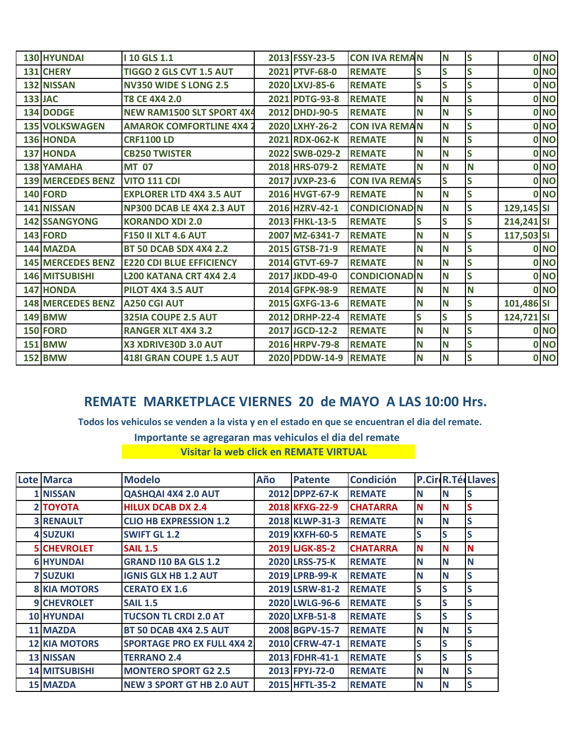| | | | | | | | | | | |
|---|---|---|---|---|---|---|---|---|---|---|
| 130 | HYUNDAI | I 10 GLS 1.1 | 2013 | FSSY-23-5 | CON IVA REMA | N | N | S | 0 | NO |
| 131 | CHERY | TIGGO 2 GLS CVT 1.5 AUT | 2021 | PTVF-68-0 | REMATE | S | S | S | 0 | NO |
| 132 | NISSAN | NV350 WIDE S LONG 2.5 | 2020 | LXVJ-85-6 | REMATE | S | S | S | 0 | NO |
| 133 | JAC | T8 CE 4X4 2.0 | 2021 | PDTG-93-8 | REMATE | N | N | S | 0 | NO |
| 134 | DODGE | NEW RAM1500 SLT SPORT 4X4 | 2012 | DHDJ-90-5 | REMATE | N | N | S | 0 | NO |
| 135 | VOLKSWAGEN | AMAROK COMFORTLINE 4X4 2 | 2020 | LXHY-26-2 | CON IVA REMA | N | N | S | 0 | NO |
| 136 | HONDA | CRF1100 LD | 2021 | RDX-062-K | REMATE | N | N | S | 0 | NO |
| 137 | HONDA | CB250 TWISTER | 2022 | SWB-029-2 | REMATE | N | N | S | 0 | NO |
| 138 | YAMAHA | MT 07 | 2018 | HRS-079-2 | REMATE | N | N | N | 0 | NO |
| 139 | MERCEDES BENZ | VITO 111 CDI | 2017 | JVXP-23-6 | CON IVA REMA | S | S | S | 0 | NO |
| 140 | FORD | EXPLORER LTD 4X4 3.5 AUT | 2016 | HVGT-67-9 | REMATE | N | N | S | 0 | NO |
| 141 | NISSAN | NP300 DCAB LE 4X4 2.3 AUT | 2016 | HZRV-42-1 | CONDICIONAD | N | N | S | 129,145 | SI |
| 142 | SSANGYONG | KORANDO XDI 2.0 | 2013 | FHKL-13-5 | REMATE | S | S | S | 214,241 | SI |
| 143 | FORD | F150 II XLT 4.6 AUT | 2007 | MZ-6341-7 | REMATE | N | N | S | 117,503 | SI |
| 144 | MAZDA | BT 50 DCAB SDX 4X4 2.2 | 2015 | GTSB-71-9 | REMATE | N | N | S | 0 | NO |
| 145 | MERCEDES BENZ | E220 CDI BLUE EFFICIENCY | 2014 | GTVT-69-7 | REMATE | N | N | S | 0 | NO |
| 146 | MITSUBISHI | L200 KATANA CRT 4X4 2.4 | 2017 | JKDD-49-0 | CONDICIONAD | N | N | S | 0 | NO |
| 147 | HONDA | PILOT 4X4 3.5 AUT | 2014 | GFPK-98-9 | REMATE | N | N | N | 0 | NO |
| 148 | MERCEDES BENZ | A250 CGI AUT | 2015 | GXFG-13-6 | REMATE | N | N | S | 101,486 | SI |
| 149 | BMW | 325IA COUPE 2.5 AUT | 2012 | DRHP-22-4 | REMATE | S | S | S | 124,721 | SI |
| 150 | FORD | RANGER XLT 4X4 3.2 | 2017 | JGCD-12-2 | REMATE | N | N | S | 0 | NO |
| 151 | BMW | X3 XDRIVE30D 3.0 AUT | 2016 | HRPV-79-8 | REMATE | N | N | S | 0 | NO |
| 152 | BMW | 418I GRAN COUPE 1.5 AUT | 2020 | PDDW-14-9 | REMATE | N | N | S | 0 | NO |

## REMATE MARKETPLACE VIERNES 20 de MAYO A LAS 10:00 Hrs.

**Todos los vehiculos se venden a la vista y en el estado en que se encuentran el dia del remate.**

**Importante se agregaran mas vehiculos el dia del remate**

**Visitar la web click en REMATE VIRTUAL**

| Lote | Marca | Modelo | Año | Patente | Condición | P.Cir | R.Té | Llaves |
|---|---|---|---|---|---|---|---|---|
| 1 | NISSAN | QASHQAI 4X4 2.0 AUT | 2012 | DPPZ-67-K | REMATE | N | N | S |
| 2 | TOYOTA | HILUX DCAB DX 2.4 | 2018 | KFXG-22-9 | CHATARRA | N | N | S |
| 3 | RENAULT | CLIO HB EXPRESSION 1.2 | 2018 | KLWP-31-3 | REMATE | N | N | S |
| 4 | SUZUKI | SWIFT GL 1.2 | 2019 | KXFH-60-5 | REMATE | S | S | S |
| 5 | CHEVROLET | SAIL 1.5 | 2019 | LJGK-85-2 | CHATARRA | N | N | N |
| 6 | HYUNDAI | GRAND I10 BA GLS 1.2 | 2020 | LRSS-75-K | REMATE | N | N | N |
| 7 | SUZUKI | IGNIS GLX HB 1.2 AUT | 2019 | LPRB-99-K | REMATE | N | N | S |
| 8 | KIA MOTORS | CERATO EX 1.6 | 2019 | LSRW-81-2 | REMATE | S | S | S |
| 9 | CHEVROLET | SAIL 1.5 | 2020 | LWLG-96-6 | REMATE | S | S | S |
| 10 | HYUNDAI | TUCSON TL CRDI 2.0 AT | 2020 | LXFB-51-8 | REMATE | S | S | S |
| 11 | MAZDA | BT 50 DCAB 4X4 2.5 AUT | 2008 | BGPV-15-7 | REMATE | N | N | S |
| 12 | KIA MOTORS | SPORTAGE PRO EX FULL 4X4 2 | 2010 | CFRW-47-1 | REMATE | S | S | S |
| 13 | NISSAN | TERRANO 2.4 | 2013 | FDHR-41-1 | REMATE | S | S | S |
| 14 | MITSUBISHI | MONTERO SPORT G2 2.5 | 2013 | FPYJ-72-0 | REMATE | N | N | S |
| 15 | MAZDA | NEW 3 SPORT GT HB 2.0 AUT | 2015 | HFTL-35-2 | REMATE | N | N | S |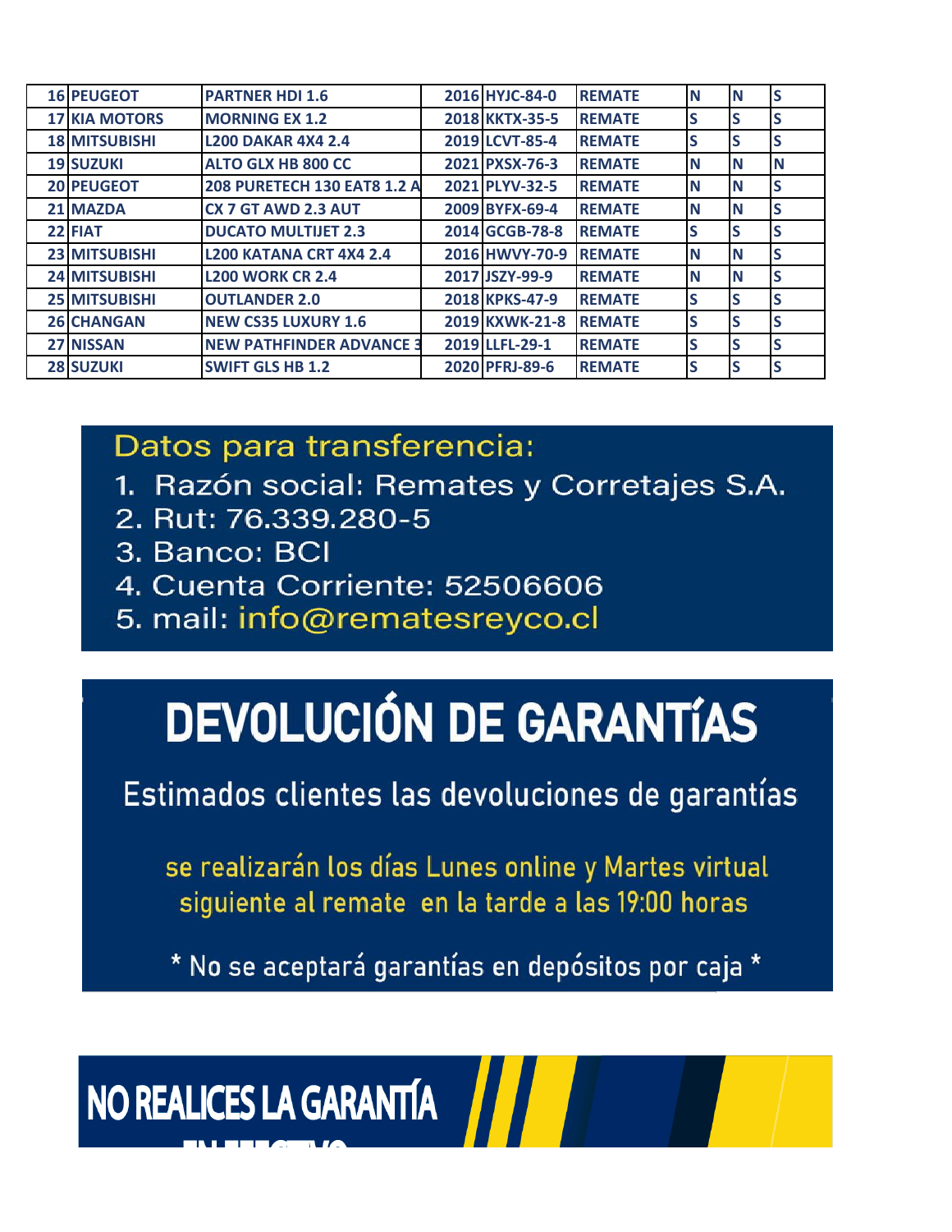| | | | | | | | | |
|---|---|---|---|---|---|---|---|---|
| 16 | PEUGEOT | PARTNER HDI 1.6 | 2016 | HYJC-84-0 | REMATE | N | N | S |
| 17 | KIA MOTORS | MORNING EX 1.2 | 2018 | KKTX-35-5 | REMATE | S | S | S |
| 18 | MITSUBISHI | L200 DAKAR 4X4 2.4 | 2019 | LCVT-85-4 | REMATE | S | S | S |
| 19 | SUZUKI | ALTO GLX HB 800 CC | 2021 | PXSX-76-3 | REMATE | N | N | N |
| 20 | PEUGEOT | 208 PURETECH 130 EAT8 1.2 A | 2021 | PLYV-32-5 | REMATE | N | N | S |
| 21 | MAZDA | CX 7 GT AWD 2.3 AUT | 2009 | BYFX-69-4 | REMATE | N | N | S |
| 22 | FIAT | DUCATO MULTIJET 2.3 | 2014 | GCGB-78-8 | REMATE | S | S | S |
| 23 | MITSUBISHI | L200 KATANA CRT 4X4 2.4 | 2016 | HWVY-70-9 | REMATE | N | N | S |
| 24 | MITSUBISHI | L200 WORK CR 2.4 | 2017 | JSZY-99-9 | REMATE | N | N | S |
| 25 | MITSUBISHI | OUTLANDER 2.0 | 2018 | KPKS-47-9 | REMATE | S | S | S |
| 26 | CHANGAN | NEW CS35 LUXURY 1.6 | 2019 | KXWK-21-8 | REMATE | S | S | S |
| 27 | NISSAN | NEW PATHFINDER ADVANCE 3 | 2019 | LLFL-29-1 | REMATE | S | S | S |
| 28 | SUZUKI | SWIFT GLS HB 1.2 | 2020 | PFRJ-89-6 | REMATE | S | S | S |

Datos para transferencia:

1. Razón social: Remates y Corretajes S.A.
2. Rut: 76.339.280-5
3. Banco: BCI
4. Cuenta Corriente: 52506606
5. mail: info@rematesreyco.cl

# DEVOLUCIÓN DE GARANTÍAS

Estimados clientes las devoluciones de garantías

se realizarán los días Lunes online y Martes virtual siguiente al remate en la tarde a las 19:00 horas

* No se aceptará garantías en depósitos por caja *

**NO REALICES LA GARANTÍA**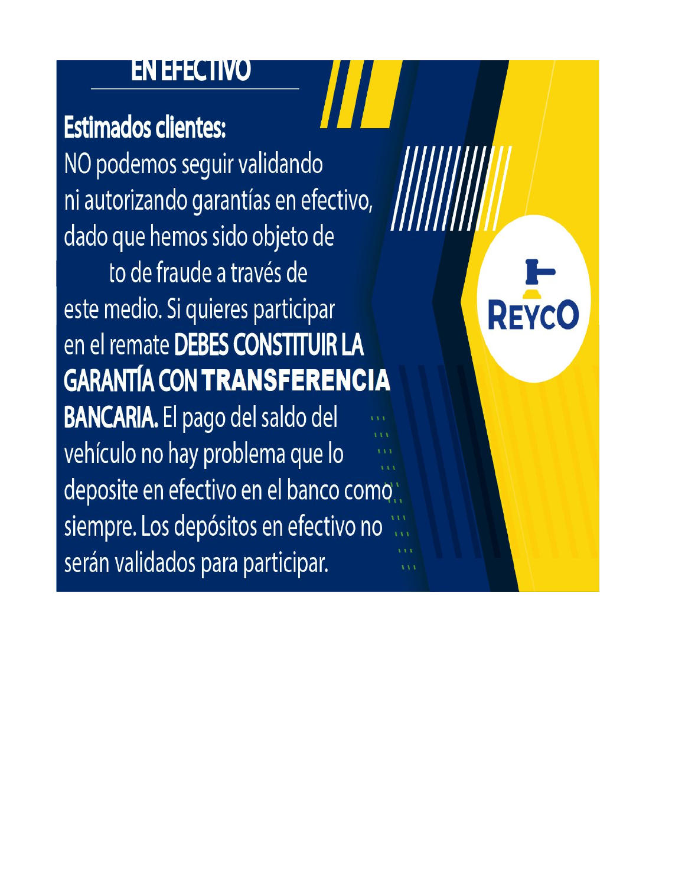# EN EFECTIVO

**Estimados clientes:**

NO podemos seguir validando ni autorizando garantías en efectivo, dado que hemos sido objeto de to de fraude a través de este medio. Si quieres participar en el remate **DEBES CONSTITUIR LA GARANTÍA CON TRANSFERENCIA BANCARIA.** El pago del saldo del vehículo no hay problema que lo deposite en efectivo en el banco como siempre. Los depósitos en efectivo no serán validados para participar.

REYCO